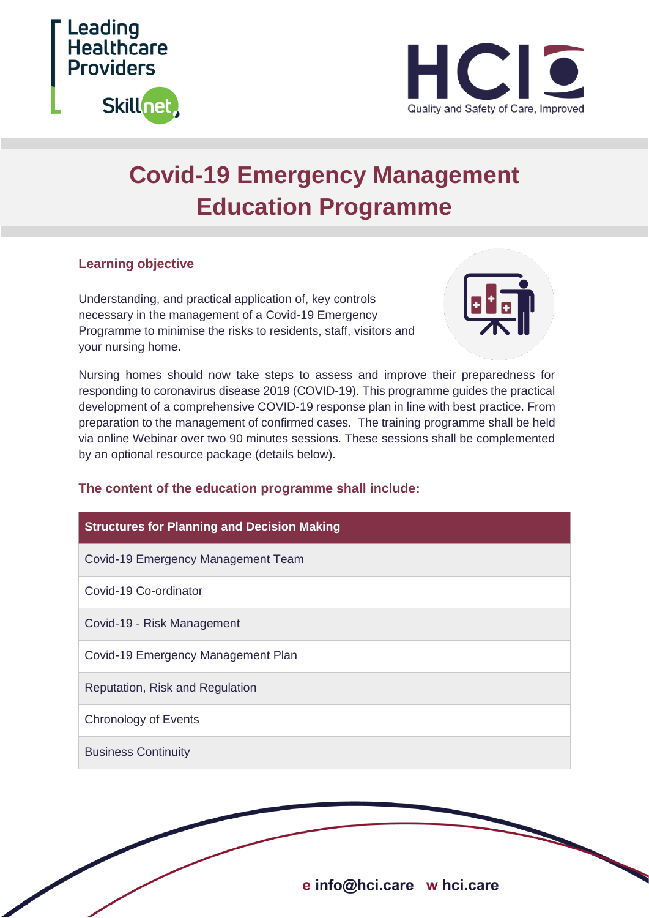Leading Healthcare Providers Skillnet

HCI Quality and Safety of Care, Improved

# Covid-19 Emergency Management Education Programme

## Learning objective

Understanding, and practical application of, key controls necessary in the management of a Covid-19 Emergency Programme to minimise the risks to residents, staff, visitors and your nursing home.

Nursing homes should now take steps to assess and improve their preparedness for responding to coronavirus disease 2019 (COVID-19). This programme guides the practical development of a comprehensive COVID-19 response plan in line with best practice. From preparation to the management of confirmed cases. The training programme shall be held via online Webinar over two 90 minutes sessions. These sessions shall be complemented by an optional resource package (details below).

## The content of the education programme shall include:

| Structures for Planning and Decision Making |
| --- |
| Covid-19 Emergency Management Team |
| Covid-19 Co-ordinator |
| Covid-19 - Risk Management |
| Covid-19 Emergency Management Plan |
| Reputation, Risk and Regulation |
| Chronology of Events |
| Business Continuity |

**e info@hci.care w hci.care**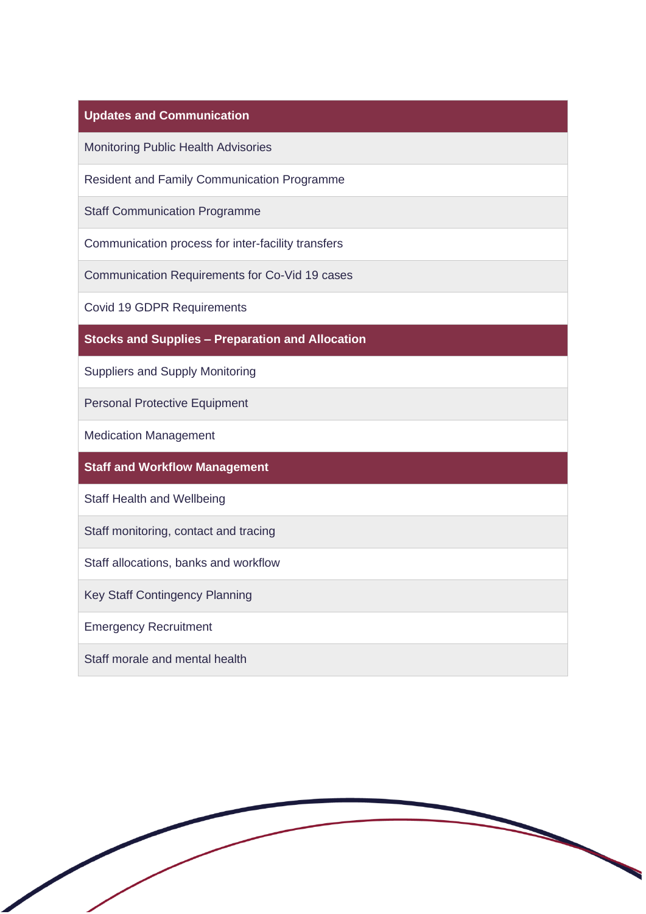| Updates and Communication |
|---|
| Monitoring Public Health Advisories |
| Resident and Family Communication Programme |
| Staff Communication Programme |
| Communication process for inter-facility transfers |
| Communication Requirements for Co-Vid 19 cases |
| Covid 19 GDPR Requirements |
| **Stocks and Supplies – Preparation and Allocation** |
| Suppliers and Supply Monitoring |
| Personal Protective Equipment |
| Medication Management |
| **Staff and Workflow Management** |
| Staff Health and Wellbeing |
| Staff monitoring, contact and tracing |
| Staff allocations, banks and workflow |
| Key Staff Contingency Planning |
| Emergency Recruitment |
| Staff morale and mental health |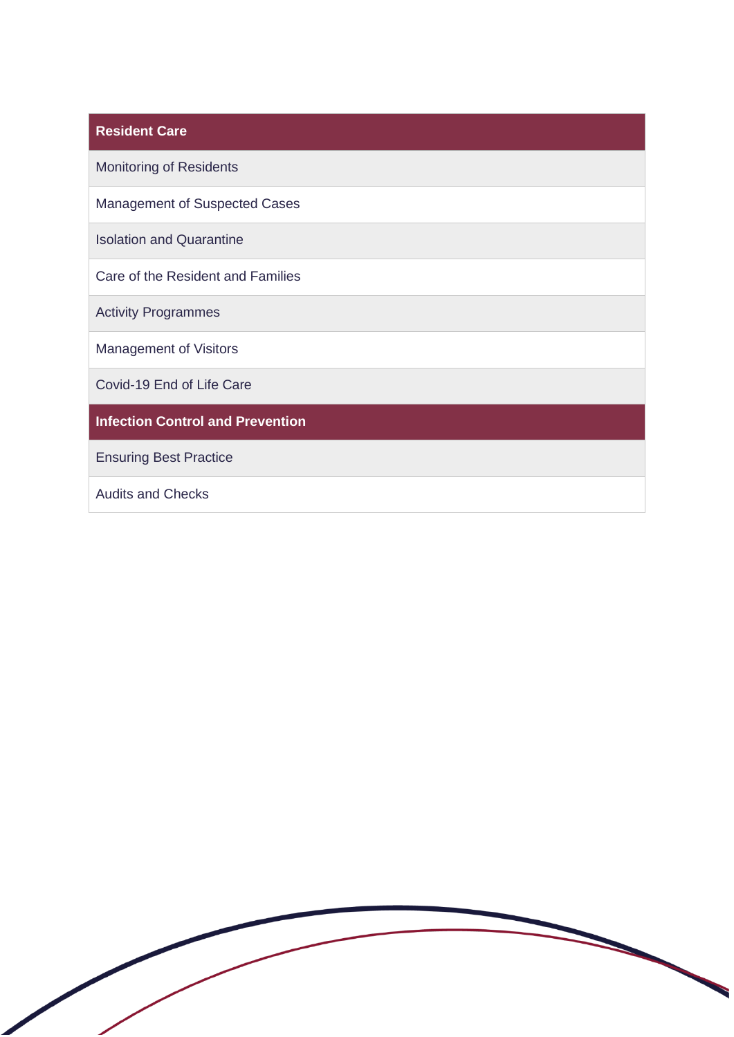| Resident Care |
|---|
| Monitoring of Residents |
| Management of Suspected Cases |
| Isolation and Quarantine |
| Care of the Resident and Families |
| Activity Programmes |
| Management of Visitors |
| Covid-19 End of Life Care |
| **Infection Control and Prevention** |
| Ensuring Best Practice |
| Audits and Checks |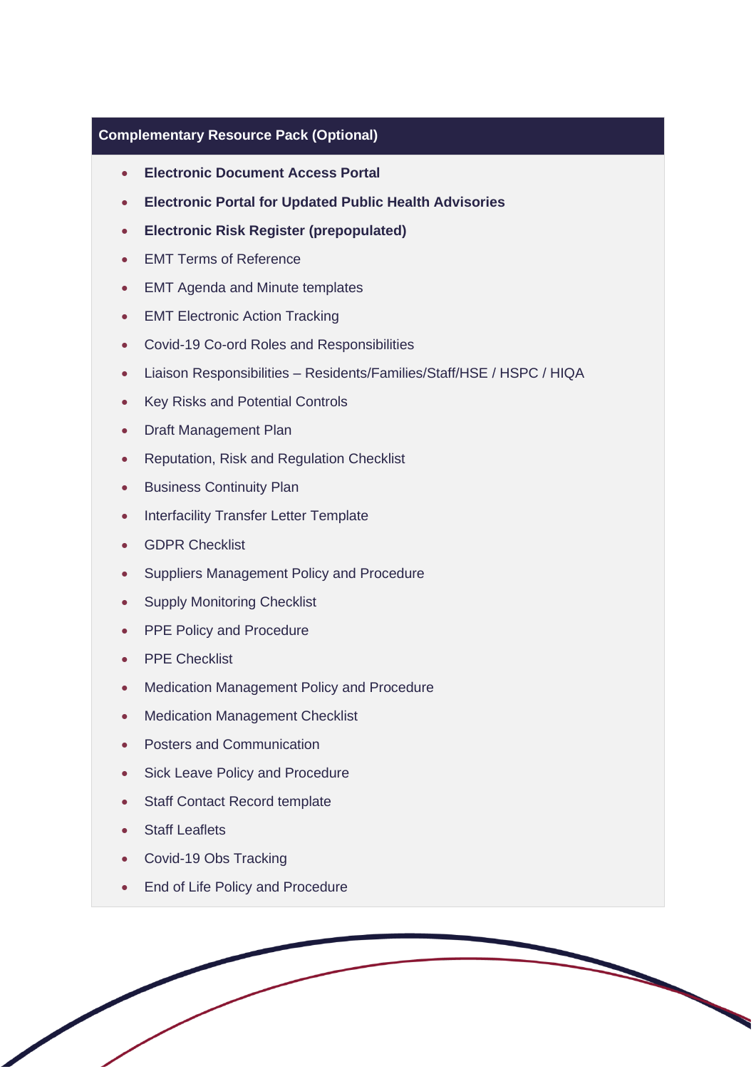## Complementary Resource Pack (Optional)

- **Electronic Document Access Portal**
- **Electronic Portal for Updated Public Health Advisories**
- **Electronic Risk Register (prepopulated)**
- EMT Terms of Reference
- EMT Agenda and Minute templates
- EMT Electronic Action Tracking
- Covid-19 Co-ord Roles and Responsibilities
- Liaison Responsibilities – Residents/Families/Staff/HSE / HSPC / HIQA
- Key Risks and Potential Controls
- Draft Management Plan
- Reputation, Risk and Regulation Checklist
- Business Continuity Plan
- Interfacility Transfer Letter Template
- GDPR Checklist
- Suppliers Management Policy and Procedure
- Supply Monitoring Checklist
- PPE Policy and Procedure
- PPE Checklist
- Medication Management Policy and Procedure
- Medication Management Checklist
- Posters and Communication
- Sick Leave Policy and Procedure
- Staff Contact Record template
- Staff Leaflets
- Covid-19 Obs Tracking
- End of Life Policy and Procedure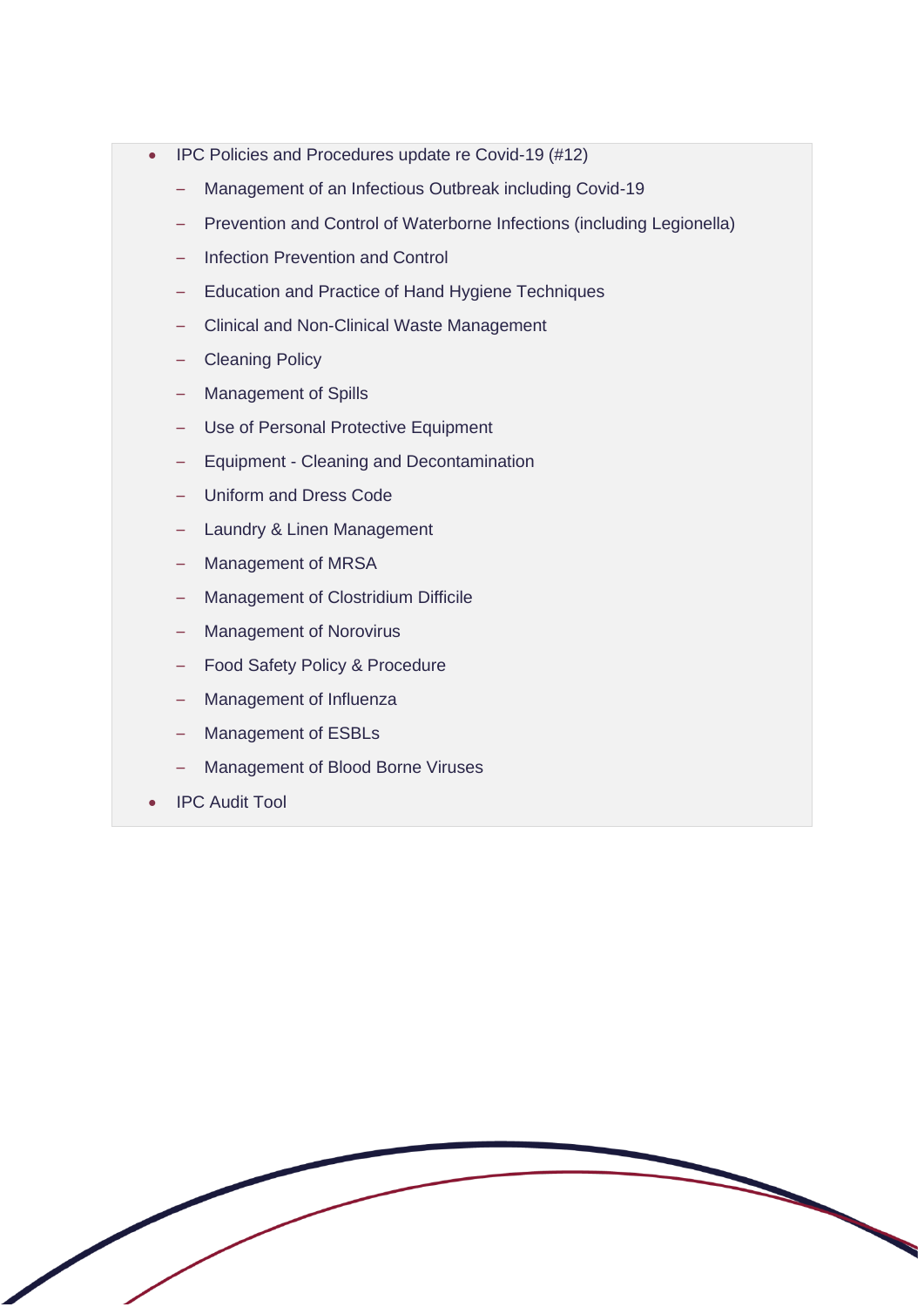- IPC Policies and Procedures update re Covid-19 (#12)
  - Management of an Infectious Outbreak including Covid-19
  - Prevention and Control of Waterborne Infections (including Legionella)
  - Infection Prevention and Control
  - Education and Practice of Hand Hygiene Techniques
  - Clinical and Non-Clinical Waste Management
  - Cleaning Policy
  - Management of Spills
  - Use of Personal Protective Equipment
  - Equipment - Cleaning and Decontamination
  - Uniform and Dress Code
  - Laundry & Linen Management
  - Management of MRSA
  - Management of Clostridium Difficile
  - Management of Norovirus
  - Food Safety Policy & Procedure
  - Management of Influenza
  - Management of ESBLs
  - Management of Blood Borne Viruses
- IPC Audit Tool